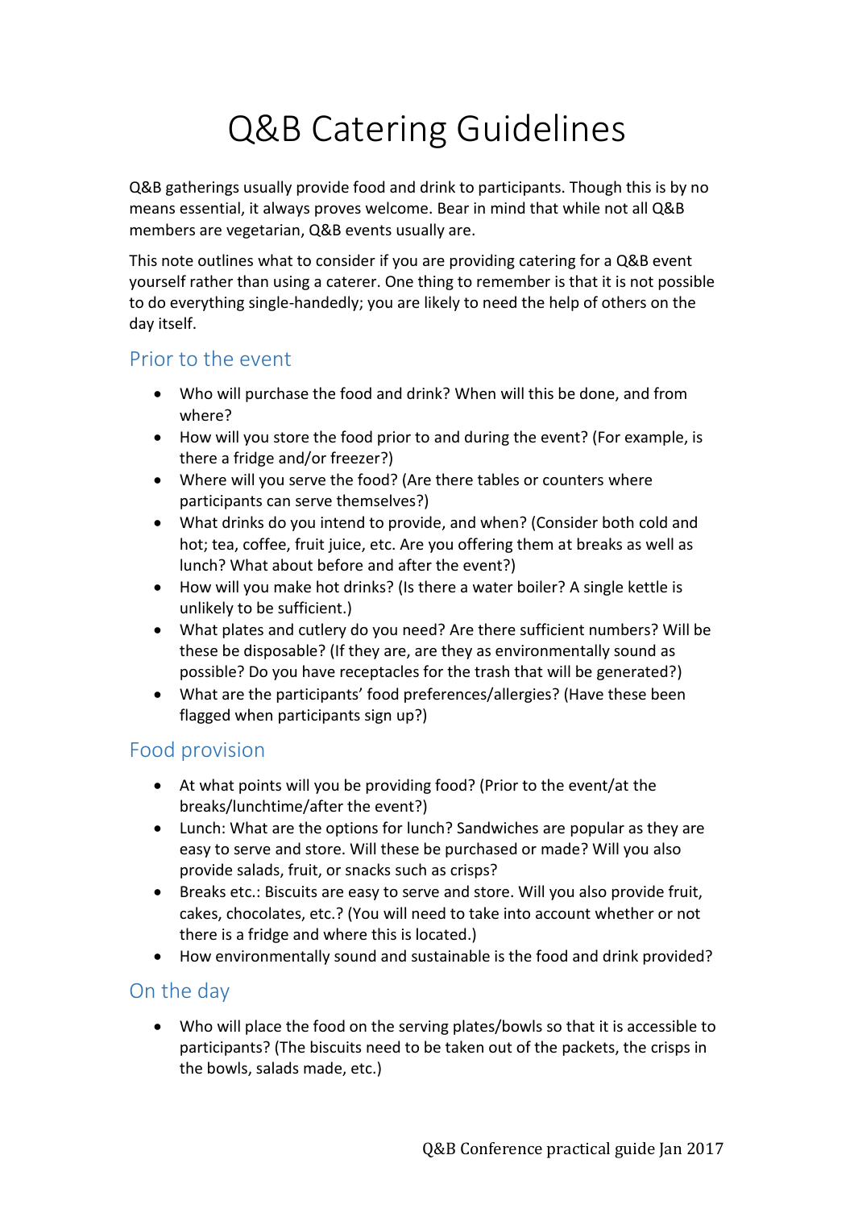# Q&B Catering Guidelines

Q&B gatherings usually provide food and drink to participants. Though this is by no means essential, it always proves welcome. Bear in mind that while not all Q&B members are vegetarian, Q&B events usually are.

This note outlines what to consider if you are providing catering for a Q&B event yourself rather than using a caterer. One thing to remember is that it is not possible to do everything single-handedly; you are likely to need the help of others on the day itself.

## Prior to the event

- Who will purchase the food and drink? When will this be done, and from where?
- How will you store the food prior to and during the event? (For example, is there a fridge and/or freezer?)
- Where will you serve the food? (Are there tables or counters where participants can serve themselves?)
- What drinks do you intend to provide, and when? (Consider both cold and hot; tea, coffee, fruit juice, etc. Are you offering them at breaks as well as lunch? What about before and after the event?)
- How will you make hot drinks? (Is there a water boiler? A single kettle is unlikely to be sufficient.)
- What plates and cutlery do you need? Are there sufficient numbers? Will be these be disposable? (If they are, are they as environmentally sound as possible? Do you have receptacles for the trash that will be generated?)
- What are the participants' food preferences/allergies? (Have these been flagged when participants sign up?)

## Food provision

- At what points will you be providing food? (Prior to the event/at the breaks/lunchtime/after the event?)
- Lunch: What are the options for lunch? Sandwiches are popular as they are easy to serve and store. Will these be purchased or made? Will you also provide salads, fruit, or snacks such as crisps?
- Breaks etc.: Biscuits are easy to serve and store. Will you also provide fruit, cakes, chocolates, etc.? (You will need to take into account whether or not there is a fridge and where this is located.)
- How environmentally sound and sustainable is the food and drink provided?

## On the day

- Who will place the food on the serving plates/bowls so that it is accessible to participants? (The biscuits need to be taken out of the packets, the crisps in the bowls, salads made, etc.)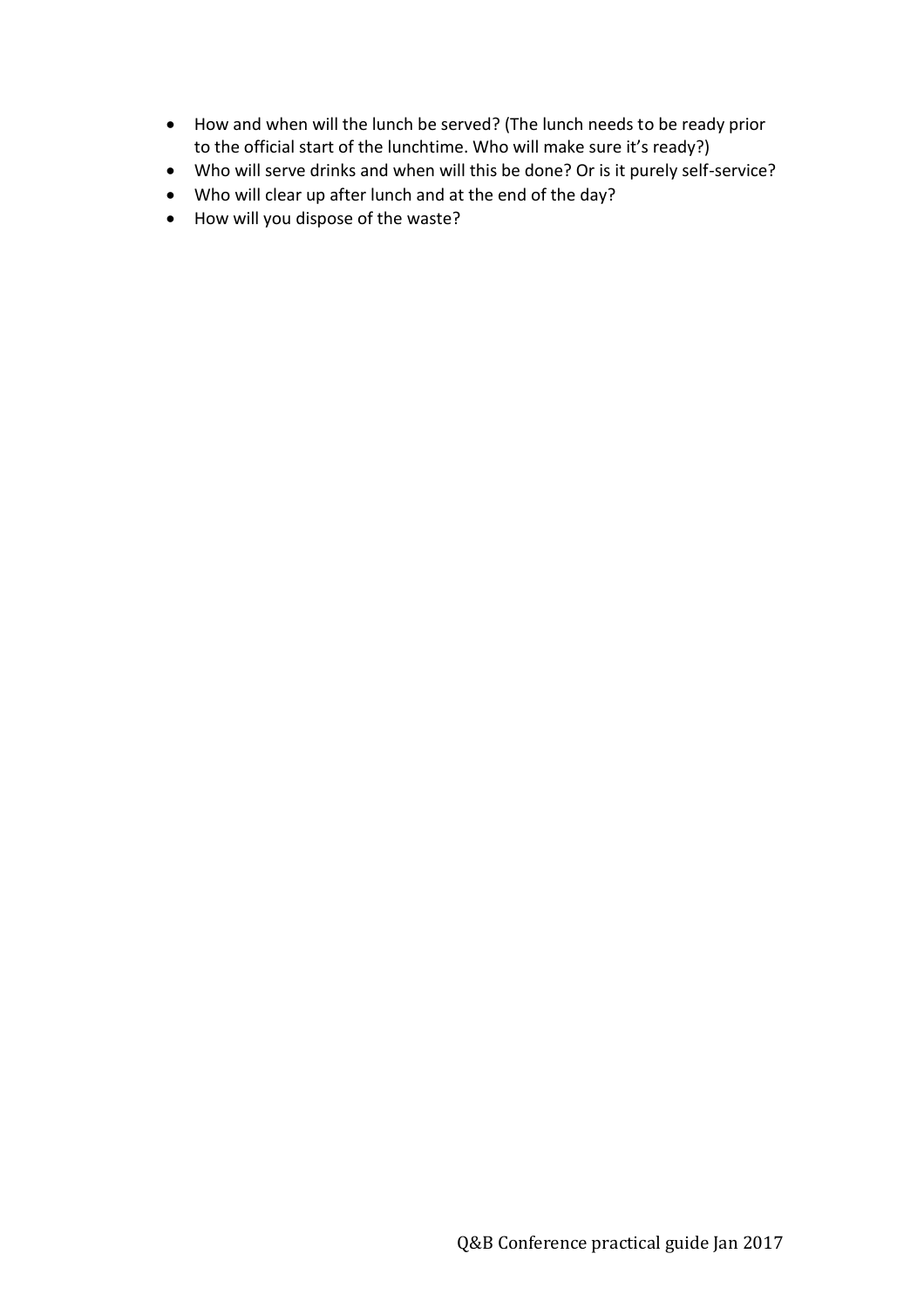- How and when will the lunch be served? (The lunch needs to be ready prior to the official start of the lunchtime. Who will make sure it's ready?)
- Who will serve drinks and when will this be done? Or is it purely self-service?
- Who will clear up after lunch and at the end of the day?
- How will you dispose of the waste?